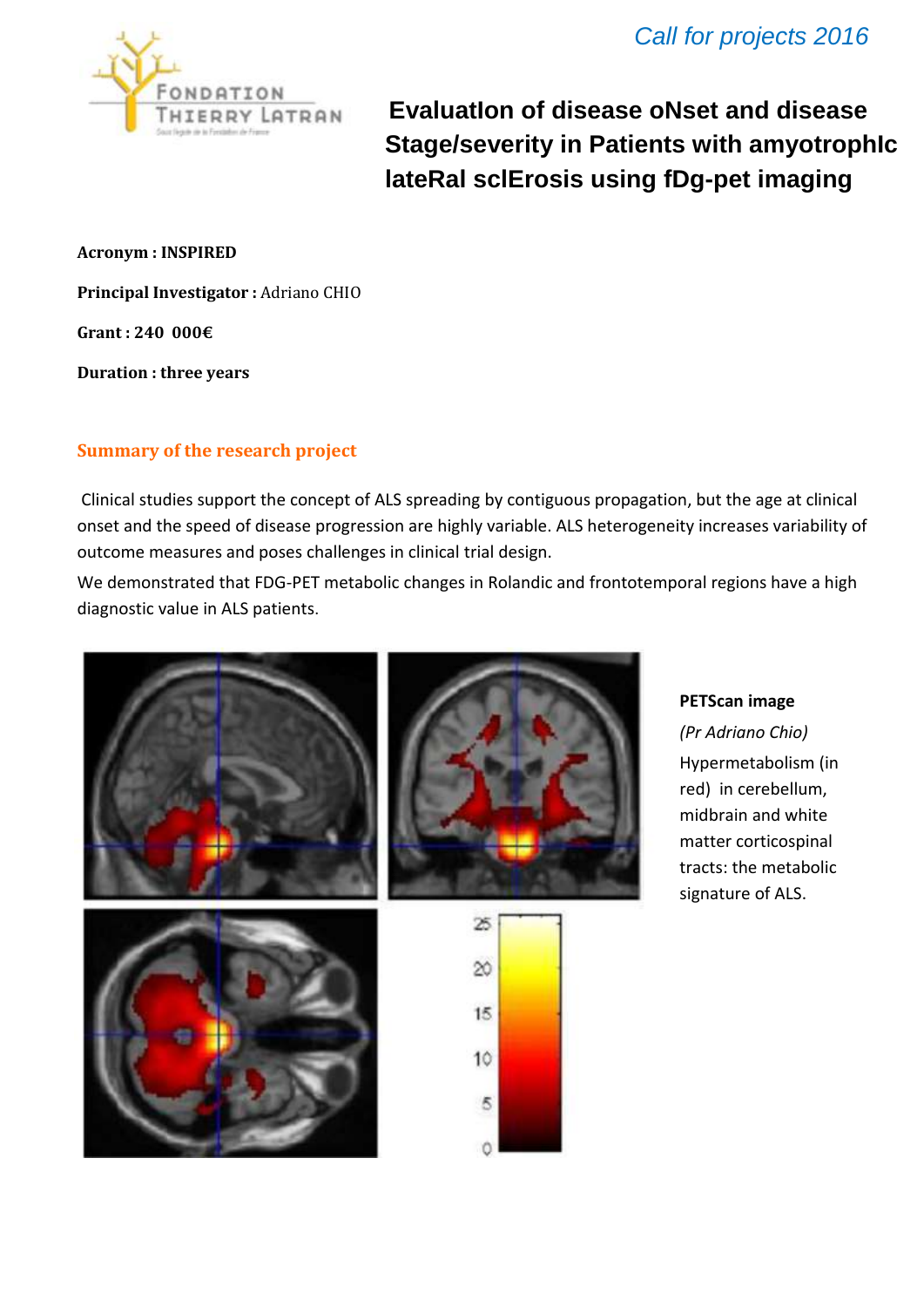Call for projects 2016

# EvaluatIon of disease oNset and disease Stage/severity in Patients with amyotrophIc lateRal sclErosis using fDg-pet imaging

**Acronym : INSPIRED**

**Principal Investigator :** Adriano CHIO

**Grant : 240 000€**

**Duration : three years**

## Summary of the research project

Clinical studies support the concept of ALS spreading by contiguous propagation, but the age at clinical onset and the speed of disease progression are highly variable. ALS heterogeneity increases variability of outcome measures and poses challenges in clinical trial design.

We demonstrated that FDG-PET metabolic changes in Rolandic and frontotemporal regions have a high diagnostic value in ALS patients.

**PETScan image**

*(Pr Adriano Chio)*

Hypermetabolism (in red) in cerebellum, midbrain and white matter corticospinal tracts: the metabolic signature of ALS.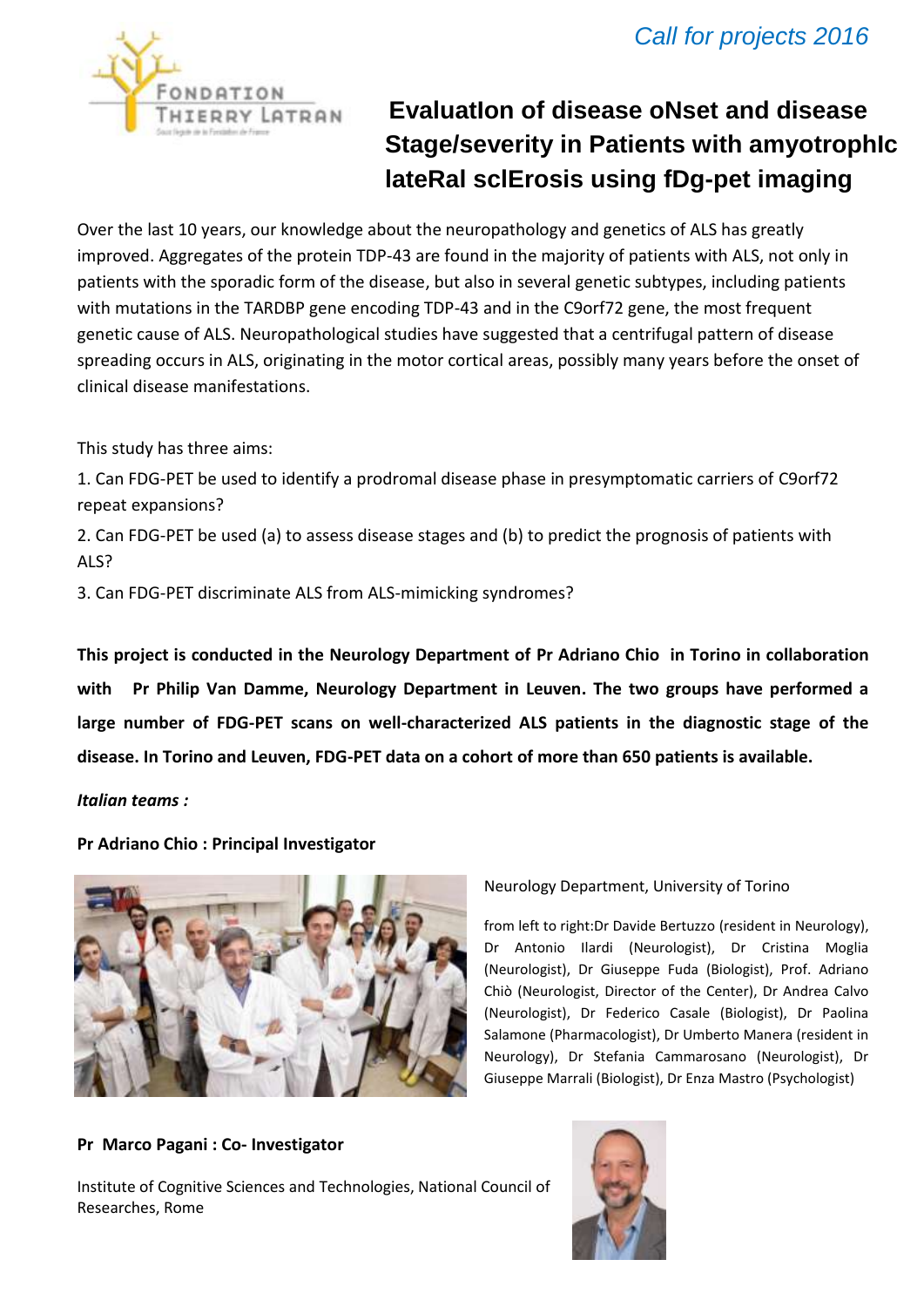*Call for projects 2016*

FONDATION THIERRY LATRAN

# EvaluatIon of disease oNset and disease Stage/severity in Patients with amyotrophIc lateRal sclErosis using fDg-pet imaging

Over the last 10 years, our knowledge about the neuropathology and genetics of ALS has greatly improved. Aggregates of the protein TDP-43 are found in the majority of patients with ALS, not only in patients with the sporadic form of the disease, but also in several genetic subtypes, including patients with mutations in the TARDBP gene encoding TDP-43 and in the C9orf72 gene, the most frequent genetic cause of ALS. Neuropathological studies have suggested that a centrifugal pattern of disease spreading occurs in ALS, originating in the motor cortical areas, possibly many years before the onset of clinical disease manifestations.

This study has three aims:

1. Can FDG-PET be used to identify a prodromal disease phase in presymptomatic carriers of C9orf72 repeat expansions?
2. Can FDG-PET be used (a) to assess disease stages and (b) to predict the prognosis of patients with ALS?
3. Can FDG-PET discriminate ALS from ALS-mimicking syndromes?

**This project is conducted in the Neurology Department of Pr Adriano Chio in Torino in collaboration with Pr Philip Van Damme, Neurology Department in Leuven. The two groups have performed a large number of FDG-PET scans on well-characterized ALS patients in the diagnostic stage of the disease. In Torino and Leuven, FDG-PET data on a cohort of more than 650 patients is available.**

***Italian teams :***

**Pr Adriano Chio : Principal Investigator**

Neurology Department, University of Torino

from left to right:Dr Davide Bertuzzo (resident in Neurology), Dr Antonio Ilardi (Neurologist), Dr Cristina Moglia (Neurologist), Dr Giuseppe Fuda (Biologist), Prof. Adriano Chiò (Neurologist, Director of the Center), Dr Andrea Calvo (Neurologist), Dr Federico Casale (Biologist), Dr Paolina Salamone (Pharmacologist), Dr Umberto Manera (resident in Neurology), Dr Stefania Cammarosano (Neurologist), Dr Giuseppe Marrali (Biologist), Dr Enza Mastro (Psychologist)

**Pr Marco Pagani : Co- Investigator**

Institute of Cognitive Sciences and Technologies, National Council of Researches, Rome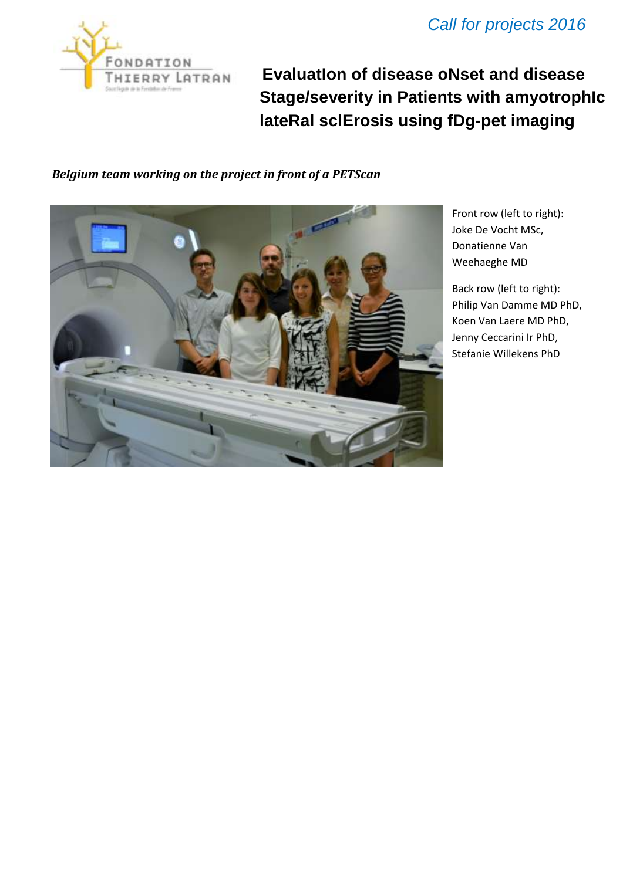*Call for projects 2016*

# EvaluatIon of disease oNset and disease Stage/severity in Patients with amyotrophIc lateRal sclErosis using fDg-pet imaging

***Belgium team working on the project in front of a PETScan***

Front row (left to right): Joke De Vocht MSc, Donatienne Van Weehaeghe MD

Back row (left to right): Philip Van Damme MD PhD, Koen Van Laere MD PhD, Jenny Ceccarini Ir PhD, Stefanie Willekens PhD